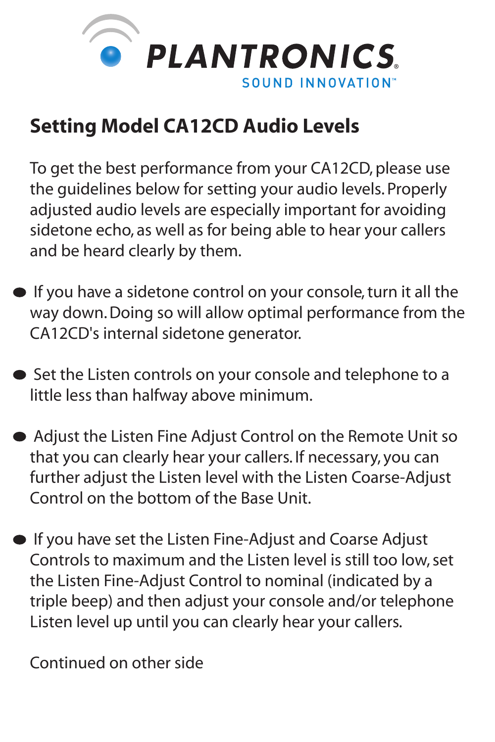PLANTRONICS®

SOUND INNOVATION™

## Setting Model CA12CD Audio Levels

To get the best performance from your CA12CD, please use the guidelines below for setting your audio levels. Properly adjusted audio levels are especially important for avoiding sidetone echo, as well as for being able to hear your callers and be heard clearly by them.

- If you have a sidetone control on your console, turn it all the way down. Doing so will allow optimal performance from the CA12CD's internal sidetone generator.

- Set the Listen controls on your console and telephone to a little less than halfway above minimum.

- Adjust the Listen Fine Adjust Control on the Remote Unit so that you can clearly hear your callers. If necessary, you can further adjust the Listen level with the Listen Coarse-Adjust Control on the bottom of the Base Unit.

- If you have set the Listen Fine-Adjust and Coarse Adjust Controls to maximum and the Listen level is still too low, set the Listen Fine-Adjust Control to nominal (indicated by a triple beep) and then adjust your console and/or telephone Listen level up until you can clearly hear your callers.

Continued on other side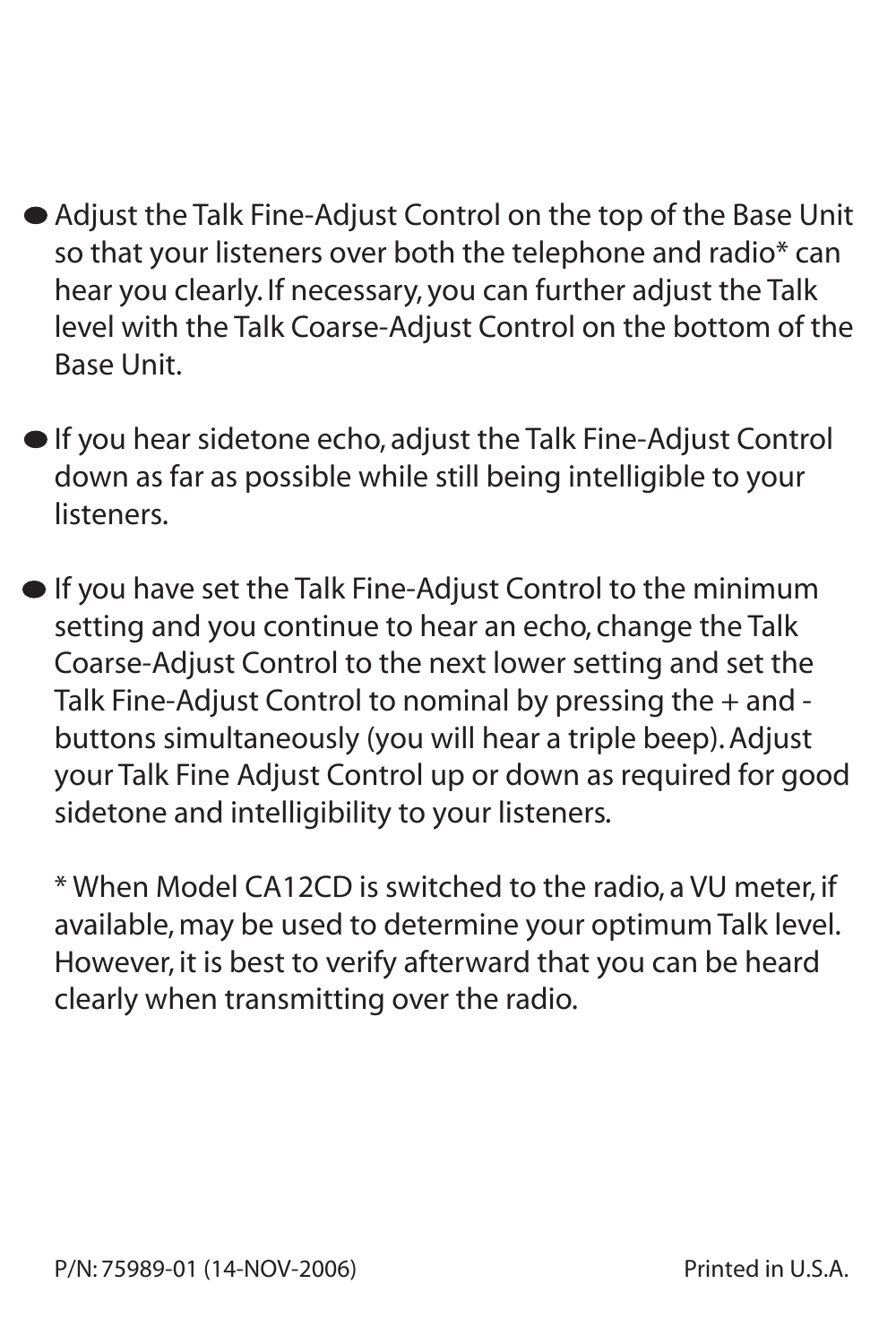- Adjust the Talk Fine-Adjust Control on the top of the Base Unit so that your listeners over both the telephone and radio* can hear you clearly. If necessary, you can further adjust the Talk level with the Talk Coarse-Adjust Control on the bottom of the Base Unit.

- If you hear sidetone echo, adjust the Talk Fine-Adjust Control down as far as possible while still being intelligible to your listeners.

- If you have set the Talk Fine-Adjust Control to the minimum setting and you continue to hear an echo, change the Talk Coarse-Adjust Control to the next lower setting and set the Talk Fine-Adjust Control to nominal by pressing the + and - buttons simultaneously (you will hear a triple beep). Adjust your Talk Fine Adjust Control up or down as required for good sidetone and intelligibility to your listeners.

  * When Model CA12CD is switched to the radio, a VU meter, if available, may be used to determine your optimum Talk level. However, it is best to verify afterward that you can be heard clearly when transmitting over the radio.

P/N: 75989-01 (14-NOV-2006)

Printed in U.S.A.